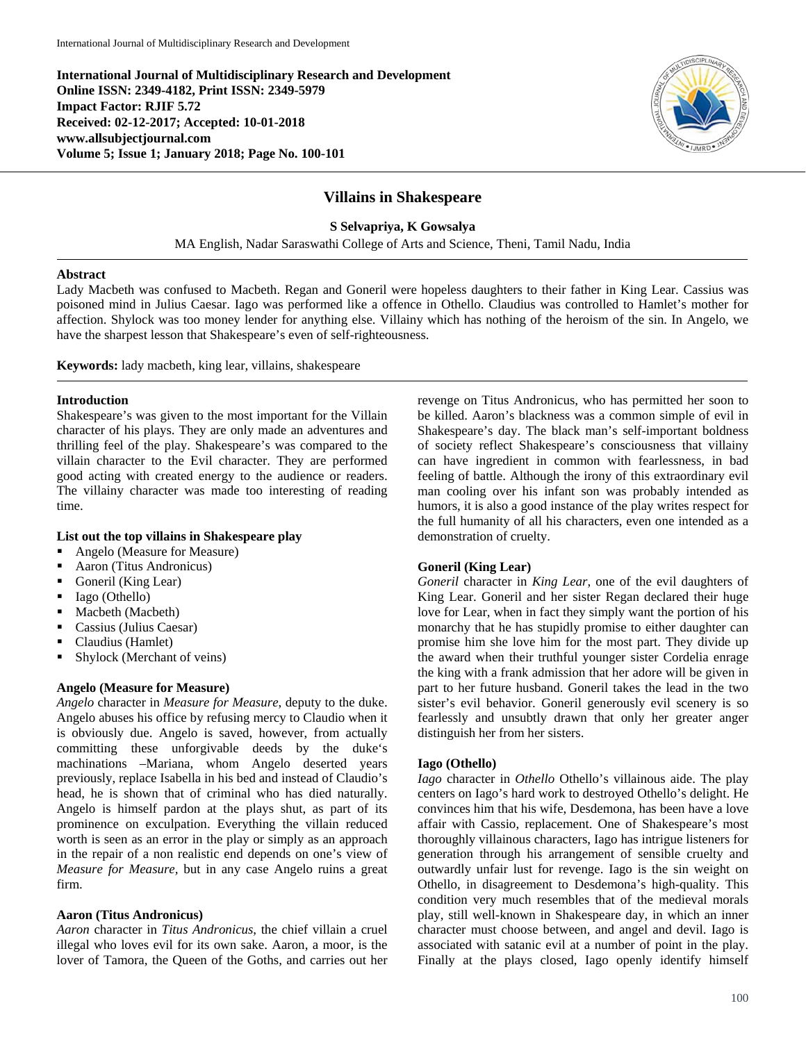**International Journal of Multidisciplinary Research and Development**
**Online ISSN: 2349-4182, Print ISSN: 2349-5979**
**Impact Factor: RJIF 5.72**
**Received: 02-12-2017; Accepted: 10-01-2018**
**www.allsubjectjournal.com**
**Volume 5; Issue 1; January 2018; Page No. 100-101**

# Villains in Shakespeare

**S Selvapriya, K Gowsalya**

MA English, Nadar Saraswathi College of Arts and Science, Theni, Tamil Nadu, India

## Abstract

Lady Macbeth was confused to Macbeth. Regan and Goneril were hopeless daughters to their father in King Lear. Cassius was poisoned mind in Julius Caesar. Iago was performed like a offence in Othello. Claudius was controlled to Hamlet's mother for affection. Shylock was too money lender for anything else. Villainy which has nothing of the heroism of the sin. In Angelo, we have the sharpest lesson that Shakespeare's even of self-righteousness.

**Keywords:** lady macbeth, king lear, villains, shakespeare

## Introduction

Shakespeare's was given to the most important for the Villain character of his plays. They are only made an adventures and thrilling feel of the play. Shakespeare's was compared to the villain character to the Evil character. They are performed good acting with created energy to the audience or readers. The villainy character was made too interesting of reading time.

### List out the top villains in Shakespeare play

- Angelo (Measure for Measure)
- Aaron (Titus Andronicus)
- Goneril (King Lear)
- Iago (Othello)
- Macbeth (Macbeth)
- Cassius (Julius Caesar)
- Claudius (Hamlet)
- Shylock (Merchant of veins)

### Angelo (Measure for Measure)

*Angelo* character in *Measure for Measure*, deputy to the duke. Angelo abuses his office by refusing mercy to Claudio when it is obviously due. Angelo is saved, however, from actually committing these unforgivable deeds by the duke's machinations –Mariana, whom Angelo deserted years previously, replace Isabella in his bed and instead of Claudio's head, he is shown that of criminal who has died naturally. Angelo is himself pardon at the plays shut, as part of its prominence on exculpation. Everything the villain reduced worth is seen as an error in the play or simply as an approach in the repair of a non realistic end depends on one's view of *Measure for Measure*, but in any case Angelo ruins a great firm.

### Aaron (Titus Andronicus)

*Aaron* character in *Titus Andronicus*, the chief villain a cruel illegal who loves evil for its own sake. Aaron, a moor, is the lover of Tamora, the Queen of the Goths, and carries out her revenge on Titus Andronicus, who has permitted her soon to be killed. Aaron's blackness was a common simple of evil in Shakespeare's day. The black man's self-important boldness of society reflect Shakespeare's consciousness that villainy can have ingredient in common with fearlessness, in bad feeling of battle. Although the irony of this extraordinary evil man cooling over his infant son was probably intended as humors, it is also a good instance of the play writes respect for the full humanity of all his characters, even one intended as a demonstration of cruelty.

### Goneril (King Lear)

*Goneril* character in *King Lear*, one of the evil daughters of King Lear. Goneril and her sister Regan declared their huge love for Lear, when in fact they simply want the portion of his monarchy that he has stupidly promise to either daughter can promise him she love him for the most part. They divide up the award when their truthful younger sister Cordelia enrage the king with a frank admission that her adore will be given in part to her future husband. Goneril takes the lead in the two sister's evil behavior. Goneril generously evil scenery is so fearlessly and unsubtly drawn that only her greater anger distinguish her from her sisters.

### Iago (Othello)

*Iago* character in *Othello* Othello's villainous aide. The play centers on Iago's hard work to destroyed Othello's delight. He convinces him that his wife, Desdemona, has been have a love affair with Cassio, replacement. One of Shakespeare's most thoroughly villainous characters, Iago has intrigue listeners for generation through his arrangement of sensible cruelty and outwardly unfair lust for revenge. Iago is the sin weight on Othello, in disagreement to Desdemona's high-quality. This condition very much resembles that of the medieval morals play, still well-known in Shakespeare day, in which an inner character must choose between, and angel and devil. Iago is associated with satanic evil at a number of point in the play. Finally at the plays closed, Iago openly identify himself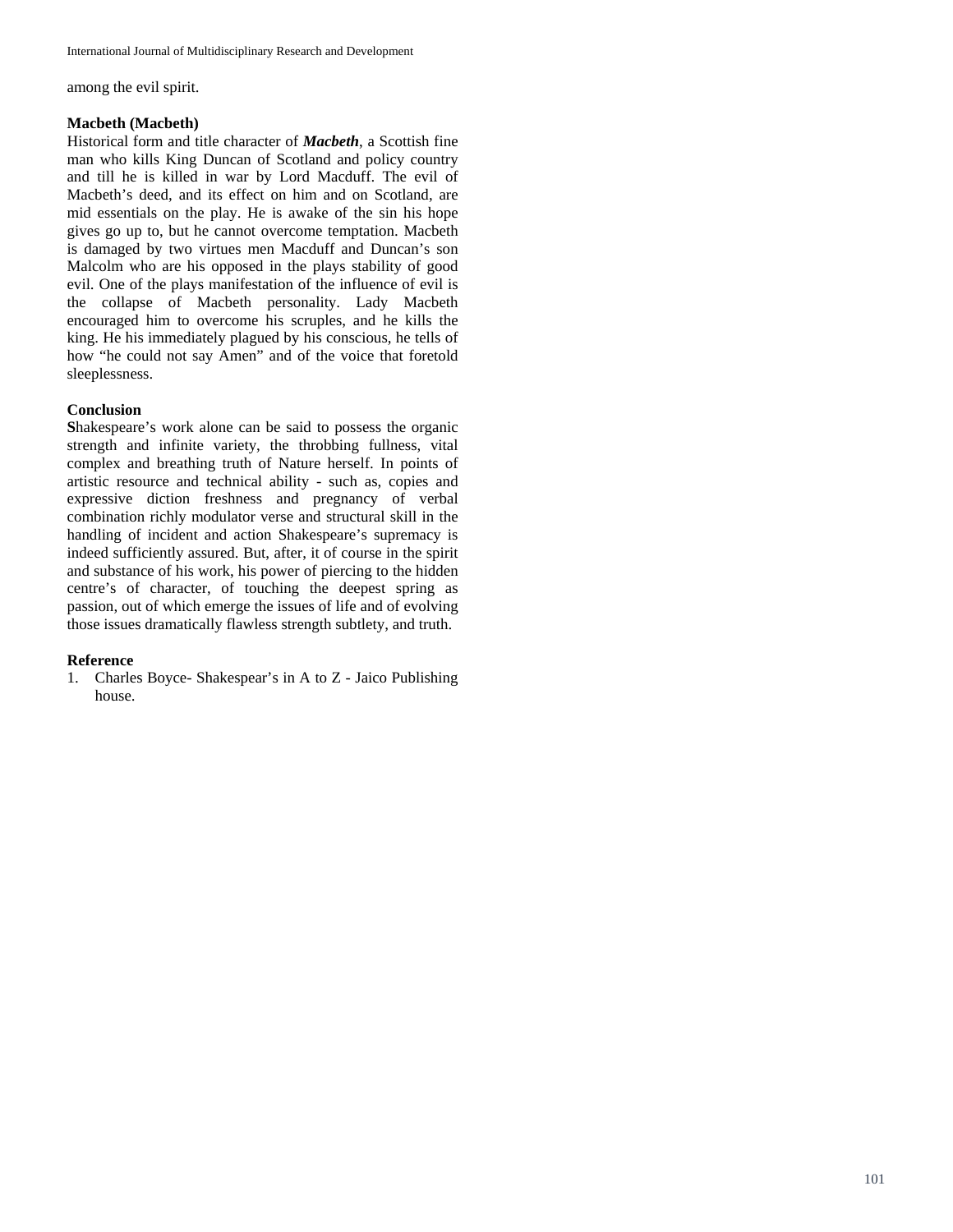among the evil spirit.

**Macbeth (Macbeth)**

Historical form and title character of ***Macbeth***, a Scottish fine man who kills King Duncan of Scotland and policy country and till he is killed in war by Lord Macduff. The evil of Macbeth's deed, and its effect on him and on Scotland, are mid essentials on the play. He is awake of the sin his hope gives go up to, but he cannot overcome temptation. Macbeth is damaged by two virtues men Macduff and Duncan's son Malcolm who are his opposed in the plays stability of good evil. One of the plays manifestation of the influence of evil is the collapse of Macbeth personality. Lady Macbeth encouraged him to overcome his scruples, and he kills the king. He his immediately plagued by his conscious, he tells of how "he could not say Amen" and of the voice that foretold sleeplessness.

## Conclusion

**S**hakespeare's work alone can be said to possess the organic strength and infinite variety, the throbbing fullness, vital complex and breathing truth of Nature herself. In points of artistic resource and technical ability - such as, copies and expressive diction freshness and pregnancy of verbal combination richly modulator verse and structural skill in the handling of incident and action Shakespeare's supremacy is indeed sufficiently assured. But, after, it of course in the spirit and substance of his work, his power of piercing to the hidden centre's of character, of touching the deepest spring as passion, out of which emerge the issues of life and of evolving those issues dramatically flawless strength subtlety, and truth.

## Reference

1. Charles Boyce- Shakespear's in A to Z - Jaico Publishing house.